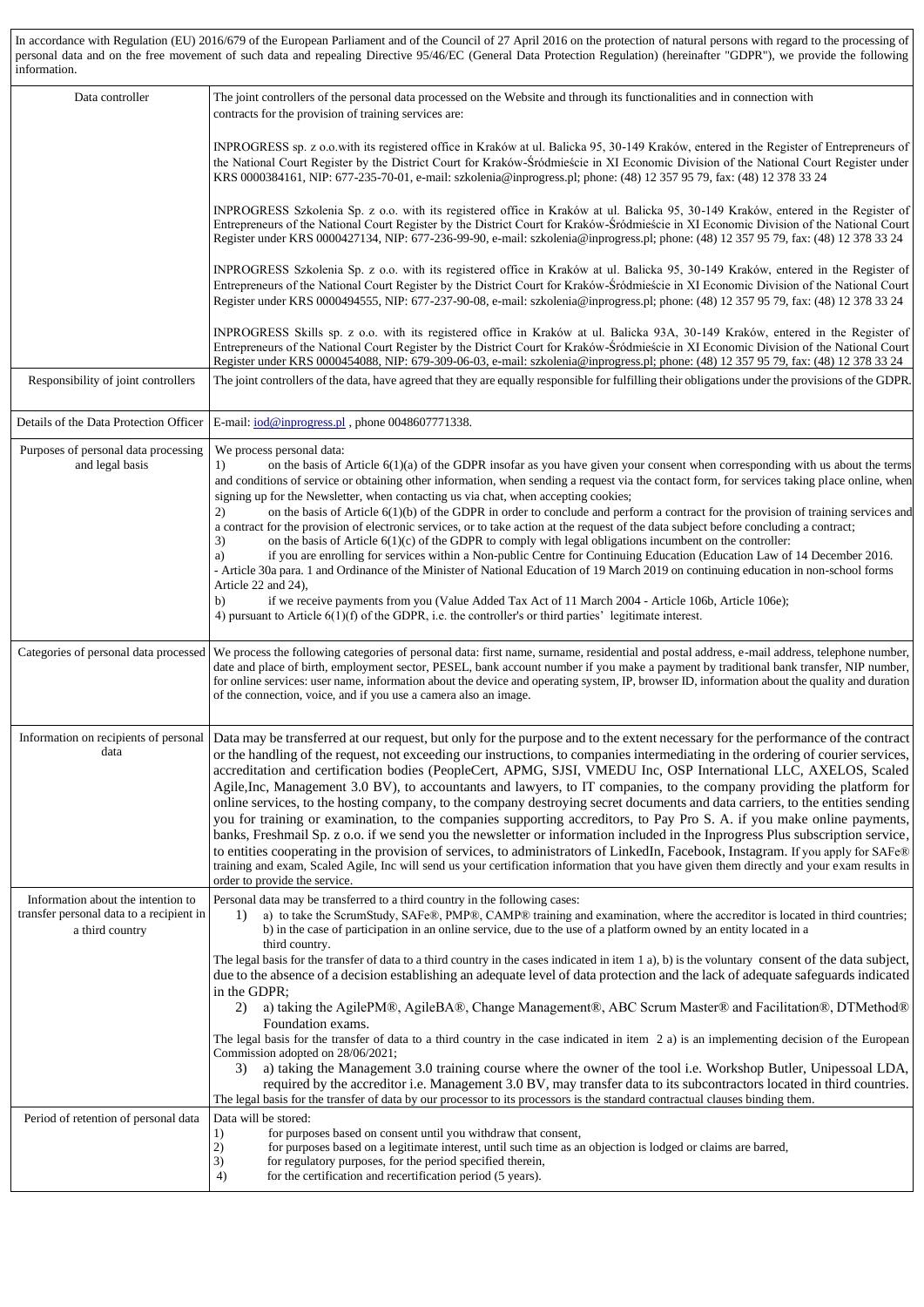In accordance with Regulation (EU) 2016/679 of the European Parliament and of the Council of 27 April 2016 on the protection of natural persons with regard to the processing of personal data and on the free movement of such data and repealing Directive 95/46/EC (General Data Protection Regulation) (hereinafter "GDPR"), we provide the following information.

| | |
|---|---|
| Data controller | The joint controllers of the personal data processed on the Website and through its functionalities and in connection with contracts for the provision of training services are:<br><br>INPROGRESS sp. z o.o.with its registered office in Kraków at ul. Balicka 95, 30-149 Kraków, entered in the Register of Entrepreneurs of the National Court Register by the District Court for Kraków-Śródmieście in XI Economic Division of the National Court Register under KRS 0000384161, NIP: 677-235-70-01, e-mail: szkolenia@inprogress.pl; phone: (48) 12 357 95 79, fax: (48) 12 378 33 24<br><br>INPROGRESS Szkolenia Sp. z o.o. with its registered office in Kraków at ul. Balicka 95, 30-149 Kraków, entered in the Register of Entrepreneurs of the National Court Register by the District Court for Kraków-Śródmieście in XI Economic Division of the National Court Register under KRS 0000427134, NIP: 677-236-99-90, e-mail: szkolenia@inprogress.pl; phone: (48) 12 357 95 79, fax: (48) 12 378 33 24<br><br>INPROGRESS Szkolenia Sp. z o.o. with its registered office in Kraków at ul. Balicka 95, 30-149 Kraków, entered in the Register of Entrepreneurs of the National Court Register by the District Court for Kraków-Śródmieście in XI Economic Division of the National Court Register under KRS 0000494555, NIP: 677-237-90-08, e-mail: szkolenia@inprogress.pl; phone: (48) 12 357 95 79, fax: (48) 12 378 33 24<br><br>INPROGRESS Skills sp. z o.o. with its registered office in Kraków at ul. Balicka 93A, 30-149 Kraków, entered in the Register of Entrepreneurs of the National Court Register by the District Court for Kraków-Śródmieście in XI Economic Division of the National Court Register under KRS 0000454088, NIP: 679-309-06-03, e-mail: szkolenia@inprogress.pl; phone: (48) 12 357 95 79, fax: (48) 12 378 33 24 |
| Responsibility of joint controllers | The joint controllers of the data, have agreed that they are equally responsible for fulfilling their obligations under the provisions of the GDPR. |
| Details of the Data Protection Officer | E-mail: iod@inprogress.pl , phone 0048607771338. |
| Purposes of personal data processing and legal basis | We process personal data:<br>1) on the basis of Article 6(1)(a) of the GDPR insofar as you have given your consent when corresponding with us about the terms and conditions of service or obtaining other information, when sending a request via the contact form, for services taking place online, when signing up for the Newsletter, when contacting us via chat, when accepting cookies;<br>2) on the basis of Article 6(1)(b) of the GDPR in order to conclude and perform a contract for the provision of training services and a contract for the provision of electronic services, or to take action at the request of the data subject before concluding a contract;<br>3) on the basis of Article 6(1)(c) of the GDPR to comply with legal obligations incumbent on the controller:<br>a) if you are enrolling for services within a Non-public Centre for Continuing Education (Education Law of 14 December 2016. - Article 30a para. 1 and Ordinance of the Minister of National Education of 19 March 2019 on continuing education in non-school forms Article 22 and 24),<br>b) if we receive payments from you (Value Added Tax Act of 11 March 2004 - Article 106b, Article 106e);<br>4) pursuant to Article 6(1)(f) of the GDPR, i.e. the controller's or third parties' legitimate interest. |
| Categories of personal data processed | We process the following categories of personal data: first name, surname, residential and postal address, e-mail address, telephone number, date and place of birth, employment sector, PESEL, bank account number if you make a payment by traditional bank transfer, NIP number, for online services: user name, information about the device and operating system, IP, browser ID, information about the quality and duration of the connection, voice, and if you use a camera also an image. |
| Information on recipients of personal data | Data may be transferred at our request, but only for the purpose and to the extent necessary for the performance of the contract or the handling of the request, not exceeding our instructions, to companies intermediating in the ordering of courier services, accreditation and certification bodies (PeopleCert, APMG, SJSI, VMEDU Inc, OSP International LLC, AXELOS, Scaled Agile,Inc, Management 3.0 BV), to accountants and lawyers, to IT companies, to the company providing the platform for online services, to the hosting company, to the company destroying secret documents and data carriers, to the entities sending you for training or examination, to the companies supporting accreditors, to Pay Pro S. A. if you make online payments, banks, Freshmail Sp. z o.o. if we send you the newsletter or information included in the Inprogress Plus subscription service, to entities cooperating in the provision of services, to administrators of LinkedIn, Facebook, Instagram. If you apply for SAFe® training and exam, Scaled Agile, Inc will send us your certification information that you have given them directly and your exam results in order to provide the service. |
| Information about the intention to transfer personal data to a recipient in a third country | Personal data may be transferred to a third country in the following cases:<br>1) a) to take the ScrumStudy, SAFe®, PMP®, CAMP® training and examination, where the accreditor is located in third countries;<br>b) in the case of participation in an online service, due to the use of a platform owned by an entity located in a third country.<br>The legal basis for the transfer of data to a third country in the cases indicated in item 1 a), b) is the voluntary consent of the data subject, due to the absence of a decision establishing an adequate level of data protection and the lack of adequate safeguards indicated in the GDPR;<br>2) a) taking the AgilePM®, AgileBA®, Change Management®, ABC Scrum Master® and Facilitation®, DTMethod® Foundation exams.<br>The legal basis for the transfer of data to a third country in the case indicated in item 2 a) is an implementing decision of the European Commission adopted on 28/06/2021;<br>3) a) taking the Management 3.0 training course where the owner of the tool i.e. Workshop Butler, Unipessoal LDA, required by the accreditor i.e. Management 3.0 BV, may transfer data to its subcontractors located in third countries.<br>The legal basis for the transfer of data by our processor to its processors is the standard contractual clauses binding them. |
| Period of retention of personal data | Data will be stored:<br>1) for purposes based on consent until you withdraw that consent,<br>2) for purposes based on a legitimate interest, until such time as an objection is lodged or claims are barred,<br>3) for regulatory purposes, for the period specified therein,<br>4) for the certification and recertification period (5 years). |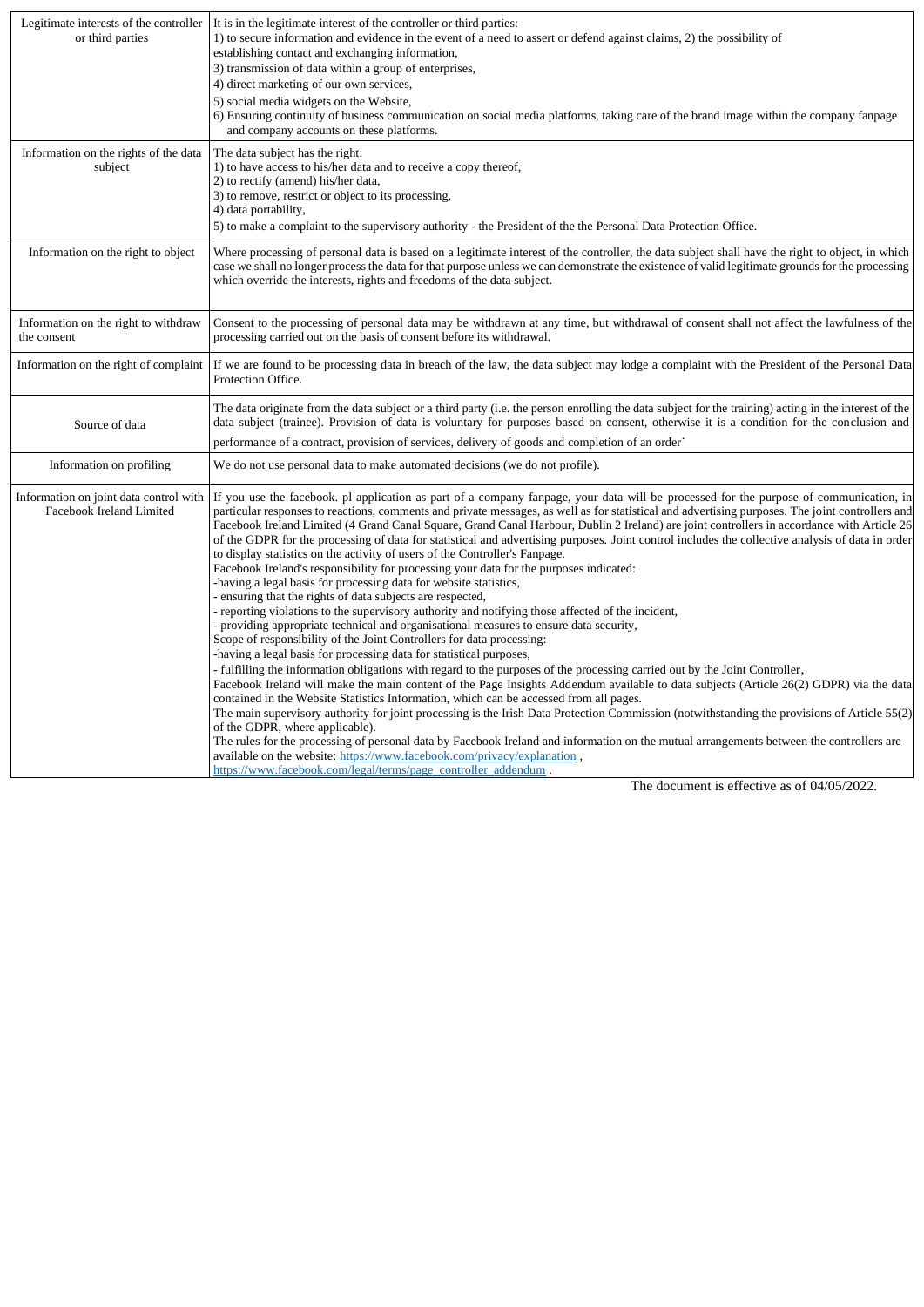| | |
|---|---|
| Legitimate interests of the controller or third parties | It is in the legitimate interest of the controller or third parties:<br>1) to secure information and evidence in the event of a need to assert or defend against claims, 2) the possibility of establishing contact and exchanging information,<br>3) transmission of data within a group of enterprises,<br>4) direct marketing of our own services,<br>5) social media widgets on the Website,<br>6) Ensuring continuity of business communication on social media platforms, taking care of the brand image within the company fanpage and company accounts on these platforms. |
| Information on the rights of the data subject | The data subject has the right:<br>1) to have access to his/her data and to receive a copy thereof,<br>2) to rectify (amend) his/her data,<br>3) to remove, restrict or object to its processing,<br>4) data portability,<br>5) to make a complaint to the supervisory authority - the President of the the Personal Data Protection Office. |
| Information on the right to object | Where processing of personal data is based on a legitimate interest of the controller, the data subject shall have the right to object, in which case we shall no longer process the data for that purpose unless we can demonstrate the existence of valid legitimate grounds for the processing which override the interests, rights and freedoms of the data subject. |
| Information on the right to withdraw the consent | Consent to the processing of personal data may be withdrawn at any time, but withdrawal of consent shall not affect the lawfulness of the processing carried out on the basis of consent before its withdrawal. |
| Information on the right of complaint | If we are found to be processing data in breach of the law, the data subject may lodge a complaint with the President of the Personal Data Protection Office. |
| Source of data | The data originate from the data subject or a third party (i.e. the person enrolling the data subject for the training) acting in the interest of the data subject (trainee). Provision of data is voluntary for purposes based on consent, otherwise it is a condition for the conclusion and performance of a contract, provision of services, delivery of goods and completion of an order. |
| Information on profiling | We do not use personal data to make automated decisions (we do not profile). |
| Information on joint data control with Facebook Ireland Limited | If you use the facebook. pl application as part of a company fanpage, your data will be processed for the purpose of communication, in particular responses to reactions, comments and private messages, as well as for statistical and advertising purposes. The joint controllers and Facebook Ireland Limited (4 Grand Canal Square, Grand Canal Harbour, Dublin 2 Ireland) are joint controllers in accordance with Article 26 of the GDPR for the processing of data for statistical and advertising purposes. Joint control includes the collective analysis of data in order to display statistics on the activity of users of the Controller's Fanpage.<br>Facebook Ireland's responsibility for processing your data for the purposes indicated:<br>-having a legal basis for processing data for website statistics,<br>- ensuring that the rights of data subjects are respected,<br>- reporting violations to the supervisory authority and notifying those affected of the incident,<br>- providing appropriate technical and organisational measures to ensure data security,<br>Scope of responsibility of the Joint Controllers for data processing:<br>-having a legal basis for processing data for statistical purposes,<br>- fulfilling the information obligations with regard to the purposes of the processing carried out by the Joint Controller,<br>Facebook Ireland will make the main content of the Page Insights Addendum available to data subjects (Article 26(2) GDPR) via the data contained in the Website Statistics Information, which can be accessed from all pages.<br>The main supervisory authority for joint processing is the Irish Data Protection Commission (notwithstanding the provisions of Article 55(2) of the GDPR, where applicable).<br>The rules for the processing of personal data by Facebook Ireland and information on the mutual arrangements between the controllers are available on the website: https://www.facebook.com/privacy/explanation , https://www.facebook.com/legal/terms/page_controller_addendum . |

The document is effective as of 04/05/2022.